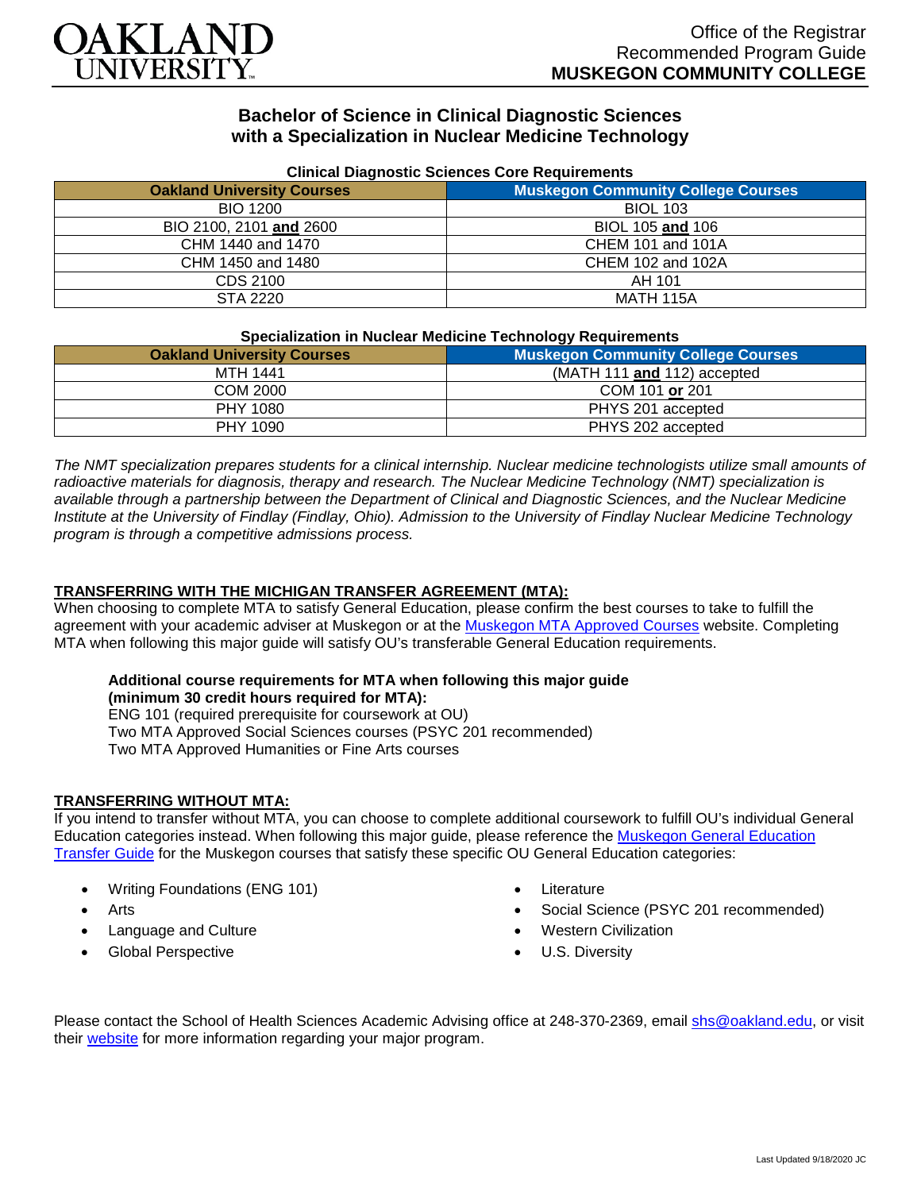OAKLAND UNIVERSITY

Office of the Registrar
Recommended Program Guide
**MUSKEGON COMMUNITY COLLEGE**

## Bachelor of Science in Clinical Diagnostic Sciences with a Specialization in Nuclear Medicine Technology

### Clinical Diagnostic Sciences Core Requirements

| Oakland University Courses | Muskegon Community College Courses |
|---|---|
| BIO 1200 | BIOL 103 |
| BIO 2100, 2101 **and** 2600 | BIOL 105 **and** 106 |
| CHM 1440 and 1470 | CHEM 101 and 101A |
| CHM 1450 and 1480 | CHEM 102 and 102A |
| CDS 2100 | AH 101 |
| STA 2220 | MATH 115A |

### Specialization in Nuclear Medicine Technology Requirements

| Oakland University Courses | Muskegon Community College Courses |
|---|---|
| MTH 1441 | (MATH 111 **and** 112) accepted |
| COM 2000 | COM 101 **or** 201 |
| PHY 1080 | PHYS 201 accepted |
| PHY 1090 | PHYS 202 accepted |

*The NMT specialization prepares students for a clinical internship. Nuclear medicine technologists utilize small amounts of radioactive materials for diagnosis, therapy and research. The Nuclear Medicine Technology (NMT) specialization is available through a partnership between the Department of Clinical and Diagnostic Sciences, and the Nuclear Medicine Institute at the University of Findlay (Findlay, Ohio). Admission to the University of Findlay Nuclear Medicine Technology program is through a competitive admissions process.*

### TRANSFERRING WITH THE MICHIGAN TRANSFER AGREEMENT (MTA):

When choosing to complete MTA to satisfy General Education, please confirm the best courses to take to fulfill the agreement with your academic adviser at Muskegon or at the Muskegon MTA Approved Courses website. Completing MTA when following this major guide will satisfy OU's transferable General Education requirements.

**Additional course requirements for MTA when following this major guide (minimum 30 credit hours required for MTA):**
ENG 101 (required prerequisite for coursework at OU)
Two MTA Approved Social Sciences courses (PSYC 201 recommended)
Two MTA Approved Humanities or Fine Arts courses

### TRANSFERRING WITHOUT MTA:

If you intend to transfer without MTA, you can choose to complete additional coursework to fulfill OU's individual General Education categories instead. When following this major guide, please reference the Muskegon General Education Transfer Guide for the Muskegon courses that satisfy these specific OU General Education categories:

- Writing Foundations (ENG 101)
- Arts
- Language and Culture
- Global Perspective
- Literature
- Social Science (PSYC 201 recommended)
- Western Civilization
- U.S. Diversity

Please contact the School of Health Sciences Academic Advising office at 248-370-2369, email shs@oakland.edu, or visit their website for more information regarding your major program.

Last Updated 9/18/2020 JC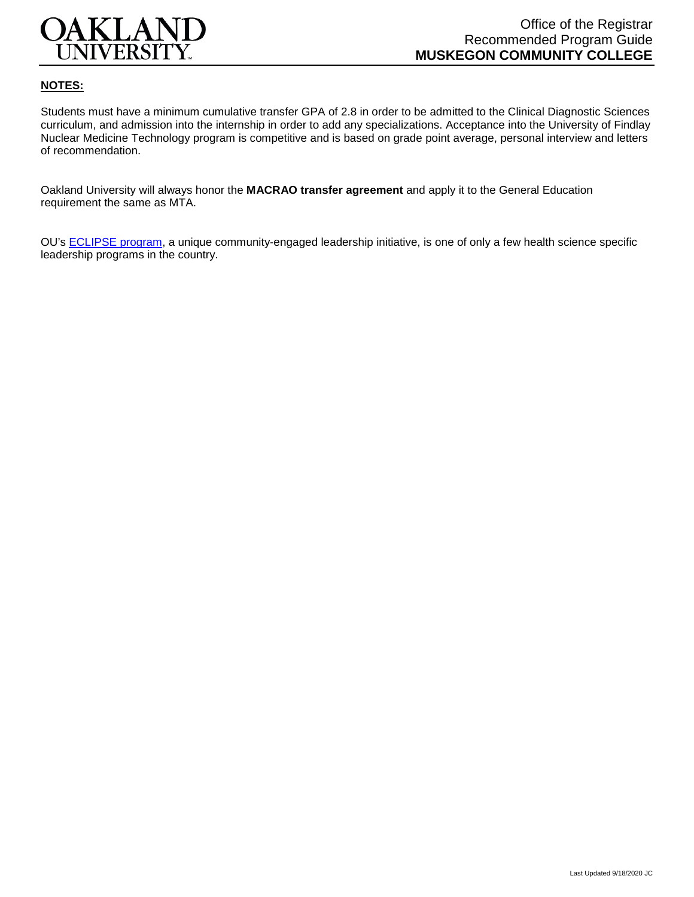**NOTES:**

Students must have a minimum cumulative transfer GPA of 2.8 in order to be admitted to the Clinical Diagnostic Sciences curriculum, and admission into the internship in order to add any specializations. Acceptance into the University of Findlay Nuclear Medicine Technology program is competitive and is based on grade point average, personal interview and letters of recommendation.

Oakland University will always honor the **MACRAO transfer agreement** and apply it to the General Education requirement the same as MTA.

OU's ECLIPSE program, a unique community-engaged leadership initiative, is one of only a few health science specific leadership programs in the country.